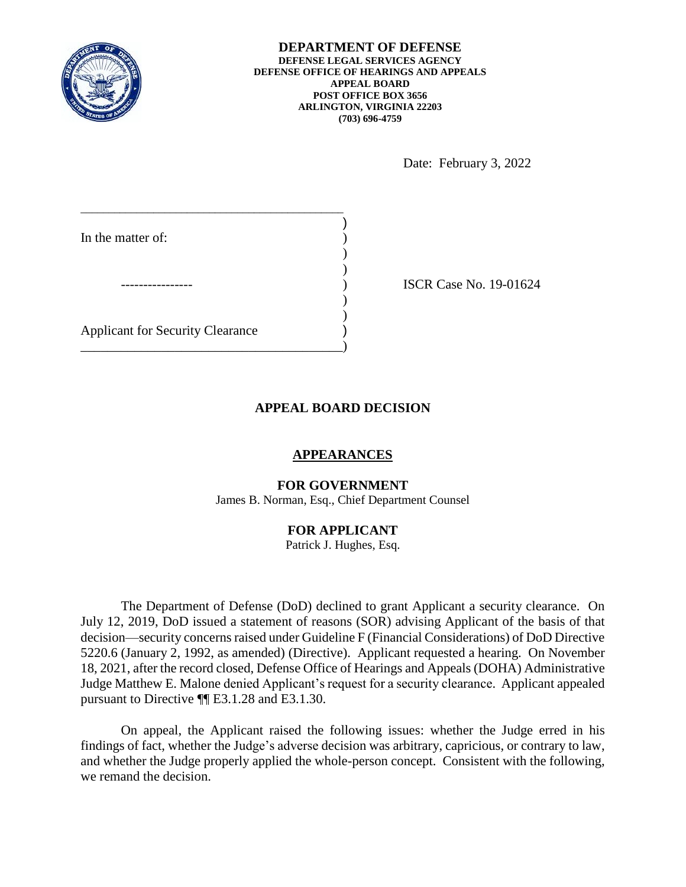**DEPARTMENT OF DEFENSE**
**DEFENSE LEGAL SERVICES AGENCY**
**DEFENSE OFFICE OF HEARINGS AND APPEALS**
**APPEAL BOARD**
**POST OFFICE BOX 3656**
**ARLINGTON, VIRGINIA 22203**
**(703) 696-4759**

Date: February 3, 2022

In the matter of:

---------------

Applicant for Security Clearance

ISCR Case No. 19-01624

## APPEAL BOARD DECISION

### APPEARANCES

**FOR GOVERNMENT**
James B. Norman, Esq., Chief Department Counsel

**FOR APPLICANT**
Patrick J. Hughes, Esq.

The Department of Defense (DoD) declined to grant Applicant a security clearance. On July 12, 2019, DoD issued a statement of reasons (SOR) advising Applicant of the basis of that decision—security concerns raised under Guideline F (Financial Considerations) of DoD Directive 5220.6 (January 2, 1992, as amended) (Directive). Applicant requested a hearing. On November 18, 2021, after the record closed, Defense Office of Hearings and Appeals (DOHA) Administrative Judge Matthew E. Malone denied Applicant's request for a security clearance. Applicant appealed pursuant to Directive ¶¶ E3.1.28 and E3.1.30.

On appeal, the Applicant raised the following issues: whether the Judge erred in his findings of fact, whether the Judge's adverse decision was arbitrary, capricious, or contrary to law, and whether the Judge properly applied the whole-person concept. Consistent with the following, we remand the decision.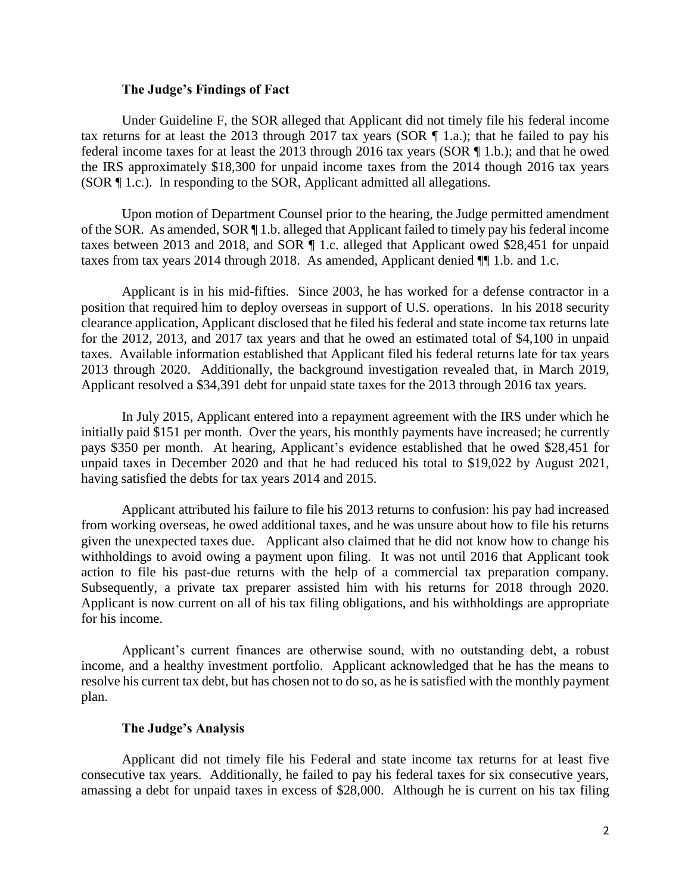### The Judge's Findings of Fact

Under Guideline F, the SOR alleged that Applicant did not timely file his federal income tax returns for at least the 2013 through 2017 tax years (SOR ¶ 1.a.); that he failed to pay his federal income taxes for at least the 2013 through 2016 tax years (SOR ¶ 1.b.); and that he owed the IRS approximately $18,300 for unpaid income taxes from the 2014 though 2016 tax years (SOR ¶ 1.c.). In responding to the SOR, Applicant admitted all allegations.

Upon motion of Department Counsel prior to the hearing, the Judge permitted amendment of the SOR. As amended, SOR ¶ 1.b. alleged that Applicant failed to timely pay his federal income taxes between 2013 and 2018, and SOR ¶ 1.c. alleged that Applicant owed $28,451 for unpaid taxes from tax years 2014 through 2018. As amended, Applicant denied ¶¶ 1.b. and 1.c.

Applicant is in his mid-fifties. Since 2003, he has worked for a defense contractor in a position that required him to deploy overseas in support of U.S. operations. In his 2018 security clearance application, Applicant disclosed that he filed his federal and state income tax returns late for the 2012, 2013, and 2017 tax years and that he owed an estimated total of $4,100 in unpaid taxes. Available information established that Applicant filed his federal returns late for tax years 2013 through 2020. Additionally, the background investigation revealed that, in March 2019, Applicant resolved a $34,391 debt for unpaid state taxes for the 2013 through 2016 tax years.

In July 2015, Applicant entered into a repayment agreement with the IRS under which he initially paid $151 per month. Over the years, his monthly payments have increased; he currently pays $350 per month. At hearing, Applicant's evidence established that he owed $28,451 for unpaid taxes in December 2020 and that he had reduced his total to $19,022 by August 2021, having satisfied the debts for tax years 2014 and 2015.

Applicant attributed his failure to file his 2013 returns to confusion: his pay had increased from working overseas, he owed additional taxes, and he was unsure about how to file his returns given the unexpected taxes due. Applicant also claimed that he did not know how to change his withholdings to avoid owing a payment upon filing. It was not until 2016 that Applicant took action to file his past-due returns with the help of a commercial tax preparation company. Subsequently, a private tax preparer assisted him with his returns for 2018 through 2020. Applicant is now current on all of his tax filing obligations, and his withholdings are appropriate for his income.

Applicant's current finances are otherwise sound, with no outstanding debt, a robust income, and a healthy investment portfolio. Applicant acknowledged that he has the means to resolve his current tax debt, but has chosen not to do so, as he is satisfied with the monthly payment plan.

### The Judge's Analysis

Applicant did not timely file his Federal and state income tax returns for at least five consecutive tax years. Additionally, he failed to pay his federal taxes for six consecutive years, amassing a debt for unpaid taxes in excess of $28,000. Although he is current on his tax filing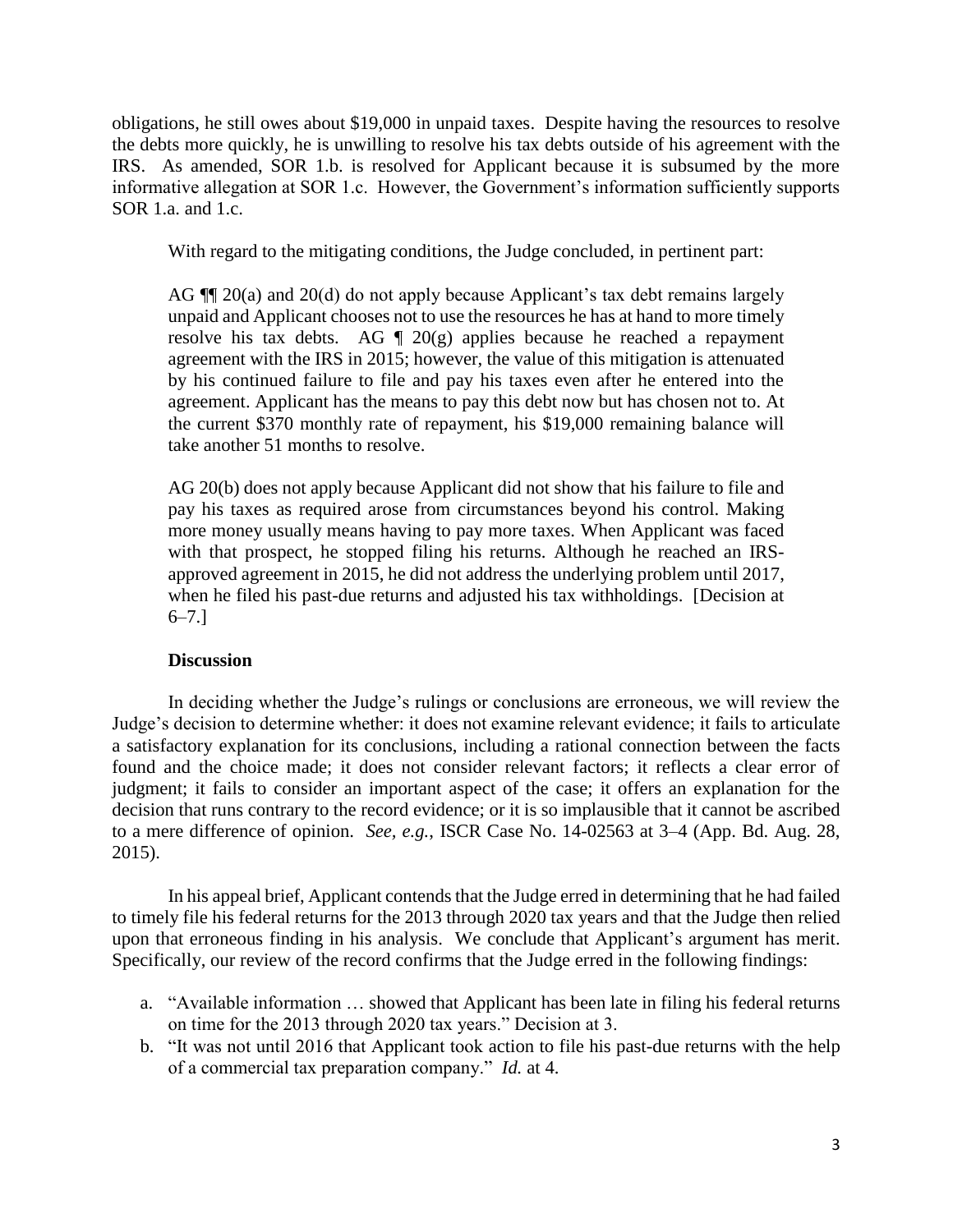obligations, he still owes about $19,000 in unpaid taxes. Despite having the resources to resolve the debts more quickly, he is unwilling to resolve his tax debts outside of his agreement with the IRS. As amended, SOR 1.b. is resolved for Applicant because it is subsumed by the more informative allegation at SOR 1.c. However, the Government's information sufficiently supports SOR 1.a. and 1.c.

With regard to the mitigating conditions, the Judge concluded, in pertinent part:

> AG ¶¶ 20(a) and 20(d) do not apply because Applicant's tax debt remains largely unpaid and Applicant chooses not to use the resources he has at hand to more timely resolve his tax debts. AG ¶ 20(g) applies because he reached a repayment agreement with the IRS in 2015; however, the value of this mitigation is attenuated by his continued failure to file and pay his taxes even after he entered into the agreement. Applicant has the means to pay this debt now but has chosen not to. At the current $370 monthly rate of repayment, his $19,000 remaining balance will take another 51 months to resolve.
>
> AG 20(b) does not apply because Applicant did not show that his failure to file and pay his taxes as required arose from circumstances beyond his control. Making more money usually means having to pay more taxes. When Applicant was faced with that prospect, he stopped filing his returns. Although he reached an IRS-approved agreement in 2015, he did not address the underlying problem until 2017, when he filed his past-due returns and adjusted his tax withholdings. [Decision at 6–7.]

### Discussion

In deciding whether the Judge's rulings or conclusions are erroneous, we will review the Judge's decision to determine whether: it does not examine relevant evidence; it fails to articulate a satisfactory explanation for its conclusions, including a rational connection between the facts found and the choice made; it does not consider relevant factors; it reflects a clear error of judgment; it fails to consider an important aspect of the case; it offers an explanation for the decision that runs contrary to the record evidence; or it is so implausible that it cannot be ascribed to a mere difference of opinion. *See, e.g.*, ISCR Case No. 14-02563 at 3–4 (App. Bd. Aug. 28, 2015).

In his appeal brief, Applicant contends that the Judge erred in determining that he had failed to timely file his federal returns for the 2013 through 2020 tax years and that the Judge then relied upon that erroneous finding in his analysis. We conclude that Applicant's argument has merit. Specifically, our review of the record confirms that the Judge erred in the following findings:

a. "Available information … showed that Applicant has been late in filing his federal returns on time for the 2013 through 2020 tax years." Decision at 3.
b. "It was not until 2016 that Applicant took action to file his past-due returns with the help of a commercial tax preparation company." *Id.* at 4.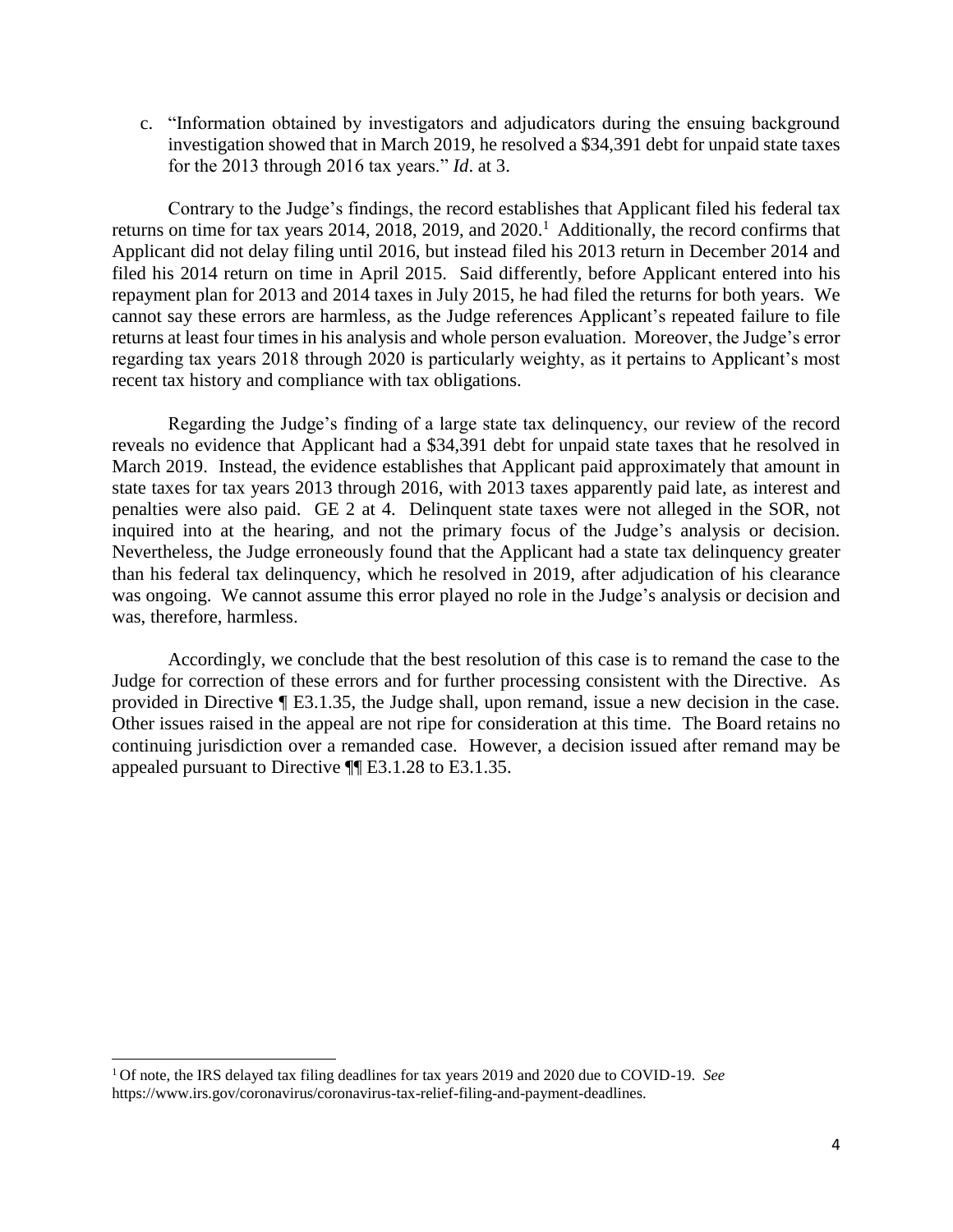c. "Information obtained by investigators and adjudicators during the ensuing background investigation showed that in March 2019, he resolved a $34,391 debt for unpaid state taxes for the 2013 through 2016 tax years." *Id*. at 3.

Contrary to the Judge's findings, the record establishes that Applicant filed his federal tax returns on time for tax years 2014, 2018, 2019, and 2020.[1] Additionally, the record confirms that Applicant did not delay filing until 2016, but instead filed his 2013 return in December 2014 and filed his 2014 return on time in April 2015. Said differently, before Applicant entered into his repayment plan for 2013 and 2014 taxes in July 2015, he had filed the returns for both years. We cannot say these errors are harmless, as the Judge references Applicant's repeated failure to file returns at least four times in his analysis and whole person evaluation. Moreover, the Judge's error regarding tax years 2018 through 2020 is particularly weighty, as it pertains to Applicant's most recent tax history and compliance with tax obligations.

Regarding the Judge's finding of a large state tax delinquency, our review of the record reveals no evidence that Applicant had a $34,391 debt for unpaid state taxes that he resolved in March 2019. Instead, the evidence establishes that Applicant paid approximately that amount in state taxes for tax years 2013 through 2016, with 2013 taxes apparently paid late, as interest and penalties were also paid. GE 2 at 4. Delinquent state taxes were not alleged in the SOR, not inquired into at the hearing, and not the primary focus of the Judge's analysis or decision. Nevertheless, the Judge erroneously found that the Applicant had a state tax delinquency greater than his federal tax delinquency, which he resolved in 2019, after adjudication of his clearance was ongoing. We cannot assume this error played no role in the Judge's analysis or decision and was, therefore, harmless.

Accordingly, we conclude that the best resolution of this case is to remand the case to the Judge for correction of these errors and for further processing consistent with the Directive. As provided in Directive ¶ E3.1.35, the Judge shall, upon remand, issue a new decision in the case. Other issues raised in the appeal are not ripe for consideration at this time. The Board retains no continuing jurisdiction over a remanded case. However, a decision issued after remand may be appealed pursuant to Directive ¶¶ E3.1.28 to E3.1.35.

[1] Of note, the IRS delayed tax filing deadlines for tax years 2019 and 2020 due to COVID-19. *See* https://www.irs.gov/coronavirus/coronavirus-tax-relief-filing-and-payment-deadlines.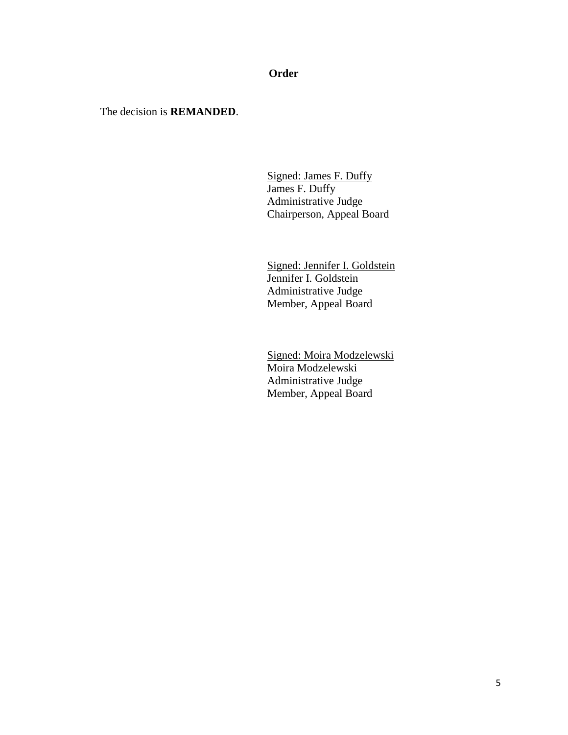**Order**

The decision is **REMANDED**.

Signed: James F. Duffy
James F. Duffy
Administrative Judge
Chairperson, Appeal Board

Signed: Jennifer I. Goldstein
Jennifer I. Goldstein
Administrative Judge
Member, Appeal Board

Signed: Moira Modzelewski
Moira Modzelewski
Administrative Judge
Member, Appeal Board